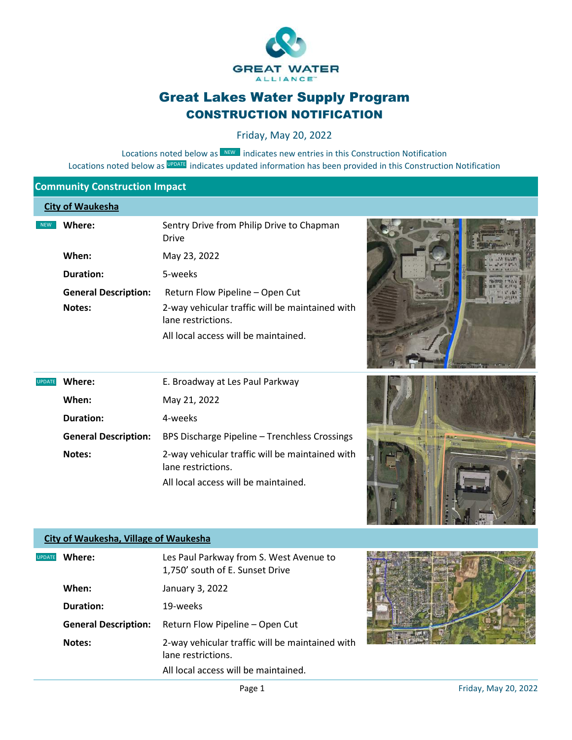GREAT WATER ALLIANCE

# Great Lakes Water Supply Program
## CONSTRUCTION NOTIFICATION

Friday, May 20, 2022

Locations noted below as NEW indicates new entries in this Construction Notification
Locations noted below as UPDATE indicates updated information has been provided in this Construction Notification

## Community Construction Impact

### City of Waukesha

NEW

| | |
|---|---|
| **Where:** | Sentry Drive from Philip Drive to Chapman Drive |
| **When:** | May 23, 2022 |
| **Duration:** | 5-weeks |
| **General Description:** | Return Flow Pipeline – Open Cut |
| **Notes:** | 2-way vehicular traffic will be maintained with lane restrictions. All local access will be maintained. |

UPDATE

| | |
|---|---|
| **Where:** | E. Broadway at Les Paul Parkway |
| **When:** | May 21, 2022 |
| **Duration:** | 4-weeks |
| **General Description:** | BPS Discharge Pipeline – Trenchless Crossings |
| **Notes:** | 2-way vehicular traffic will be maintained with lane restrictions. All local access will be maintained. |

### City of Waukesha, Village of Waukesha

UPDATE

| | |
|---|---|
| **Where:** | Les Paul Parkway from S. West Avenue to 1,750' south of E. Sunset Drive |
| **When:** | January 3, 2022 |
| **Duration:** | 19-weeks |
| **General Description:** | Return Flow Pipeline – Open Cut |
| **Notes:** | 2-way vehicular traffic will be maintained with lane restrictions. All local access will be maintained. |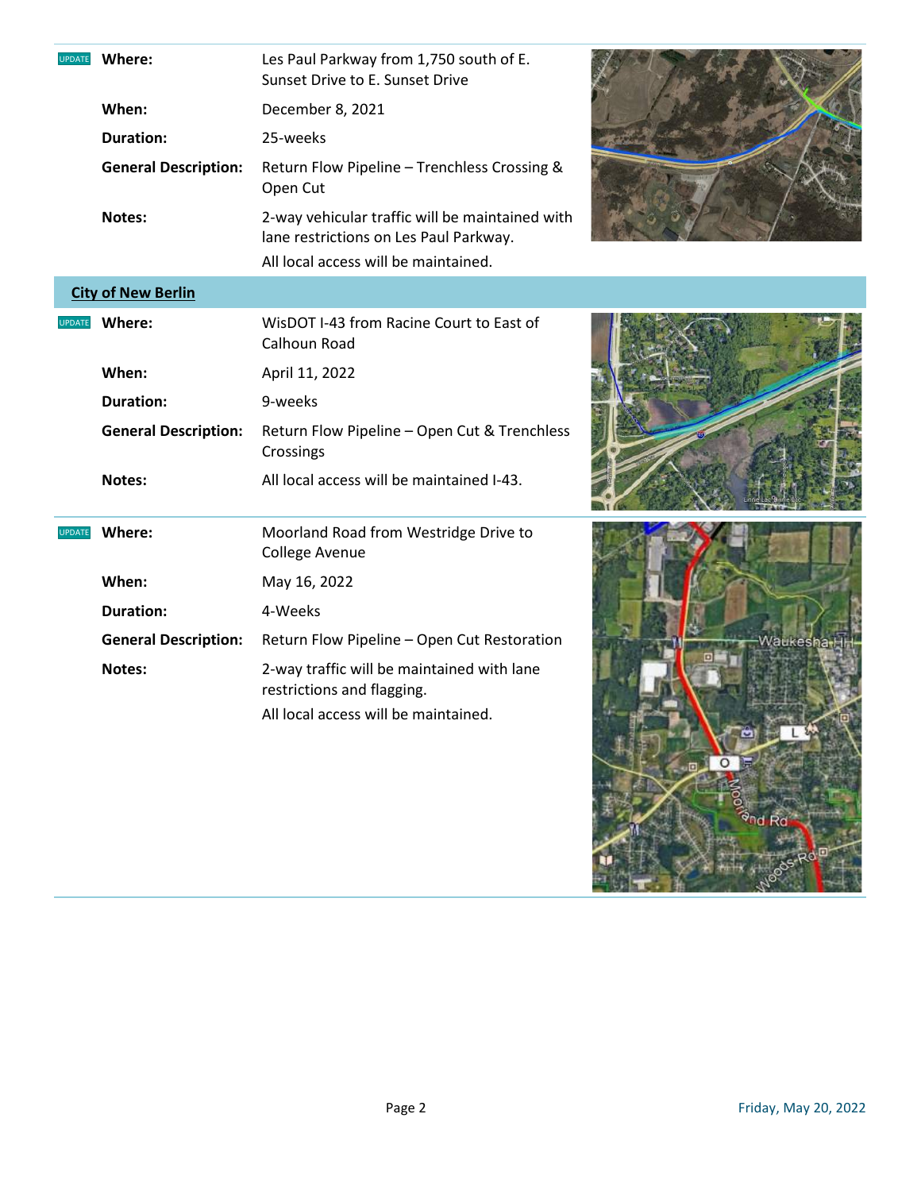UPDATE

**Where:** Les Paul Parkway from 1,750 south of E. Sunset Drive to E. Sunset Drive

**When:** December 8, 2021

**Duration:** 25-weeks

**General Description:** Return Flow Pipeline – Trenchless Crossing & Open Cut

**Notes:** 2-way vehicular traffic will be maintained with lane restrictions on Les Paul Parkway.

All local access will be maintained.

## City of New Berlin

UPDATE

**Where:** WisDOT I-43 from Racine Court to East of Calhoun Road

**When:** April 11, 2022

**Duration:** 9-weeks

**General Description:** Return Flow Pipeline – Open Cut & Trenchless Crossings

**Notes:** All local access will be maintained I-43.

UPDATE

**Where:** Moorland Road from Westridge Drive to College Avenue

**When:** May 16, 2022

**Duration:** 4-Weeks

**General Description:** Return Flow Pipeline – Open Cut Restoration

**Notes:** 2-way traffic will be maintained with lane restrictions and flagging.

All local access will be maintained.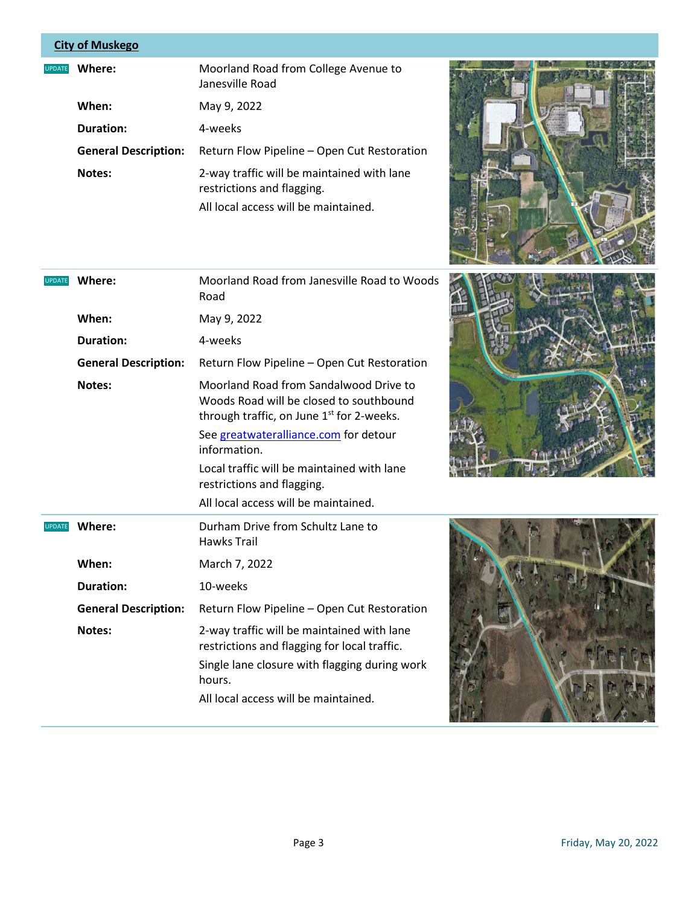## City of Muskego

UPDATE

| | |
|---|---|
| **Where:** | Moorland Road from College Avenue to Janesville Road |
| **When:** | May 9, 2022 |
| **Duration:** | 4-weeks |
| **General Description:** | Return Flow Pipeline – Open Cut Restoration |
| **Notes:** | 2-way traffic will be maintained with lane restrictions and flagging. All local access will be maintained. |

UPDATE

| | |
|---|---|
| **Where:** | Moorland Road from Janesville Road to Woods Road |
| **When:** | May 9, 2022 |
| **Duration:** | 4-weeks |
| **General Description:** | Return Flow Pipeline – Open Cut Restoration |
| **Notes:** | Moorland Road from Sandalwood Drive to Woods Road will be closed to southbound through traffic, on June 1st for 2-weeks. See greatwateralliance.com for detour information. Local traffic will be maintained with lane restrictions and flagging. All local access will be maintained. |

UPDATE

| | |
|---|---|
| **Where:** | Durham Drive from Schultz Lane to Hawks Trail |
| **When:** | March 7, 2022 |
| **Duration:** | 10-weeks |
| **General Description:** | Return Flow Pipeline – Open Cut Restoration |
| **Notes:** | 2-way traffic will be maintained with lane restrictions and flagging for local traffic. Single lane closure with flagging during work hours. All local access will be maintained. |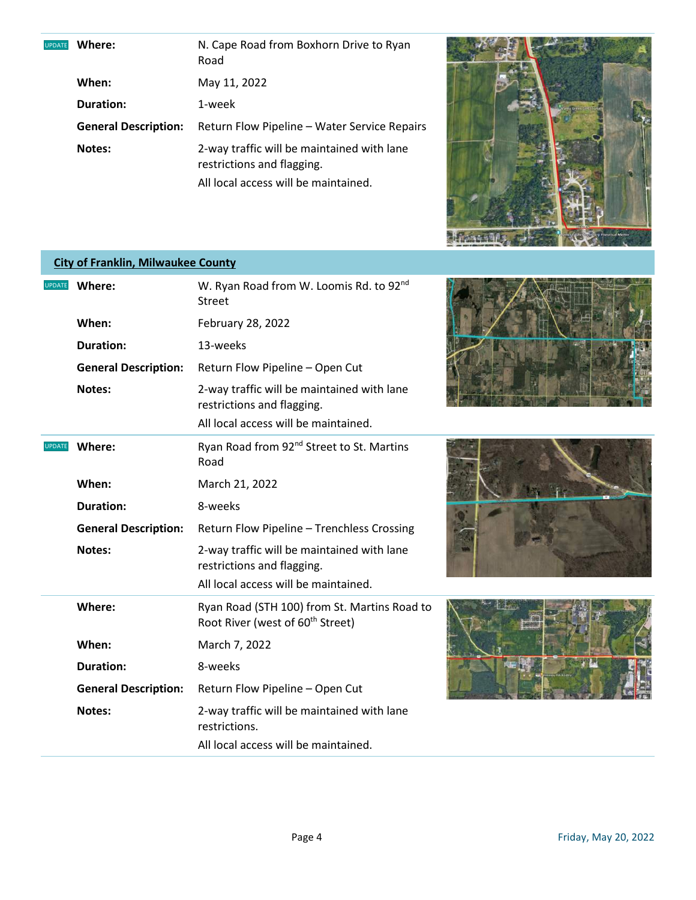UPDATE

| | |
|---|---|
| **Where:** | N. Cape Road from Boxhorn Drive to Ryan Road |
| **When:** | May 11, 2022 |
| **Duration:** | 1-week |
| **General Description:** | Return Flow Pipeline – Water Service Repairs |
| **Notes:** | 2-way traffic will be maintained with lane restrictions and flagging. All local access will be maintained. |

## City of Franklin, Milwaukee County

UPDATE

| | |
|---|---|
| **Where:** | W. Ryan Road from W. Loomis Rd. to 92nd Street |
| **When:** | February 28, 2022 |
| **Duration:** | 13-weeks |
| **General Description:** | Return Flow Pipeline – Open Cut |
| **Notes:** | 2-way traffic will be maintained with lane restrictions and flagging. All local access will be maintained. |

UPDATE

| | |
|---|---|
| **Where:** | Ryan Road from 92nd Street to St. Martins Road |
| **When:** | March 21, 2022 |
| **Duration:** | 8-weeks |
| **General Description:** | Return Flow Pipeline – Trenchless Crossing |
| **Notes:** | 2-way traffic will be maintained with lane restrictions and flagging. All local access will be maintained. |

| | |
|---|---|
| **Where:** | Ryan Road (STH 100) from St. Martins Road to Root River (west of 60th Street) |
| **When:** | March 7, 2022 |
| **Duration:** | 8-weeks |
| **General Description:** | Return Flow Pipeline – Open Cut |
| **Notes:** | 2-way traffic will be maintained with lane restrictions. All local access will be maintained. |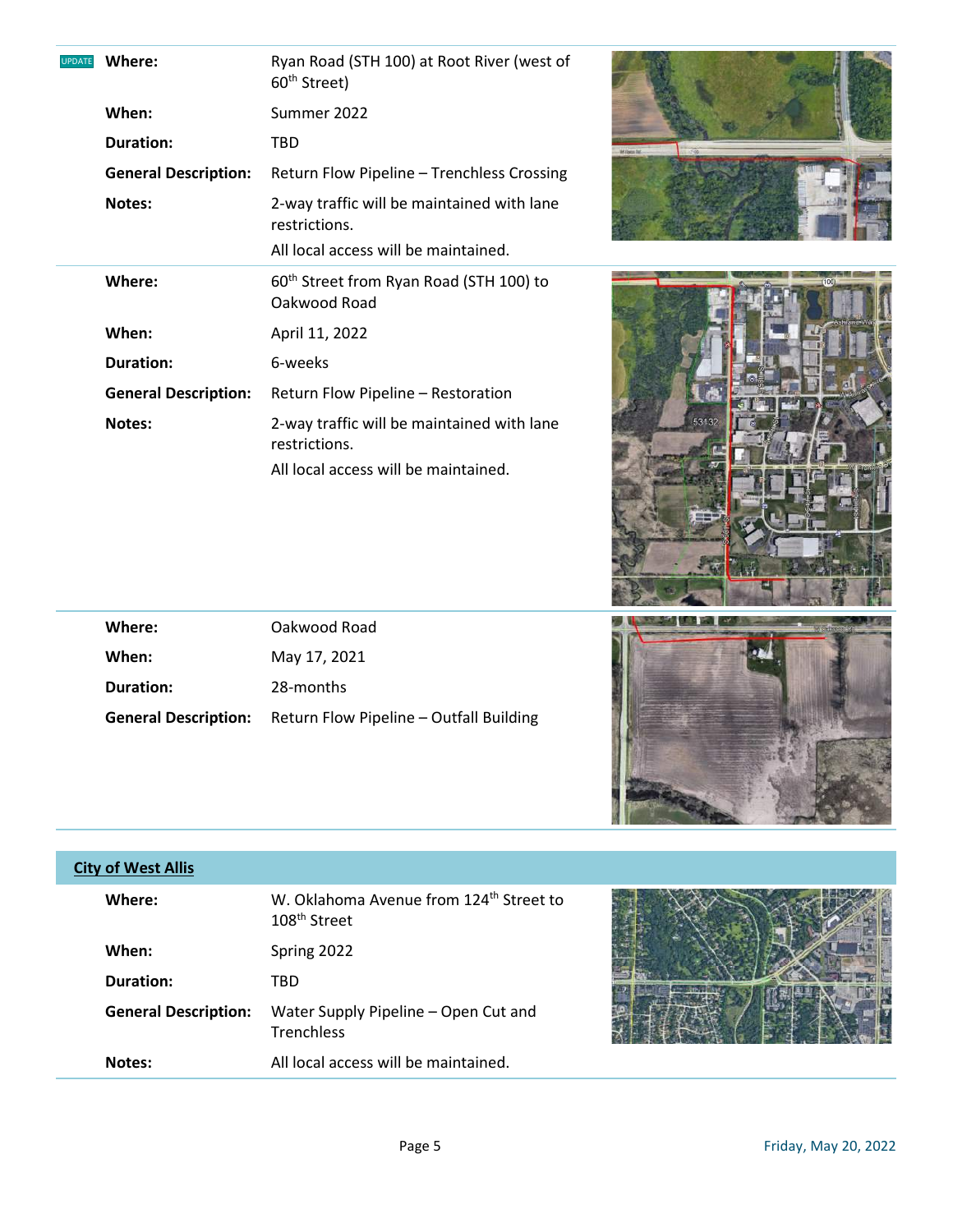UPDATE

| | |
|---|---|
| **Where:** | Ryan Road (STH 100) at Root River (west of 60th Street) |
| **When:** | Summer 2022 |
| **Duration:** | TBD |
| **General Description:** | Return Flow Pipeline – Trenchless Crossing |
| **Notes:** | 2-way traffic will be maintained with lane restrictions. All local access will be maintained. |

| | |
|---|---|
| **Where:** | 60th Street from Ryan Road (STH 100) to Oakwood Road |
| **When:** | April 11, 2022 |
| **Duration:** | 6-weeks |
| **General Description:** | Return Flow Pipeline – Restoration |
| **Notes:** | 2-way traffic will be maintained with lane restrictions. All local access will be maintained. |

| | |
|---|---|
| **Where:** | Oakwood Road |
| **When:** | May 17, 2021 |
| **Duration:** | 28-months |
| **General Description:** | Return Flow Pipeline – Outfall Building |

## City of West Allis

| | |
|---|---|
| **Where:** | W. Oklahoma Avenue from 124th Street to 108th Street |
| **When:** | Spring 2022 |
| **Duration:** | TBD |
| **General Description:** | Water Supply Pipeline – Open Cut and Trenchless |
| **Notes:** | All local access will be maintained. |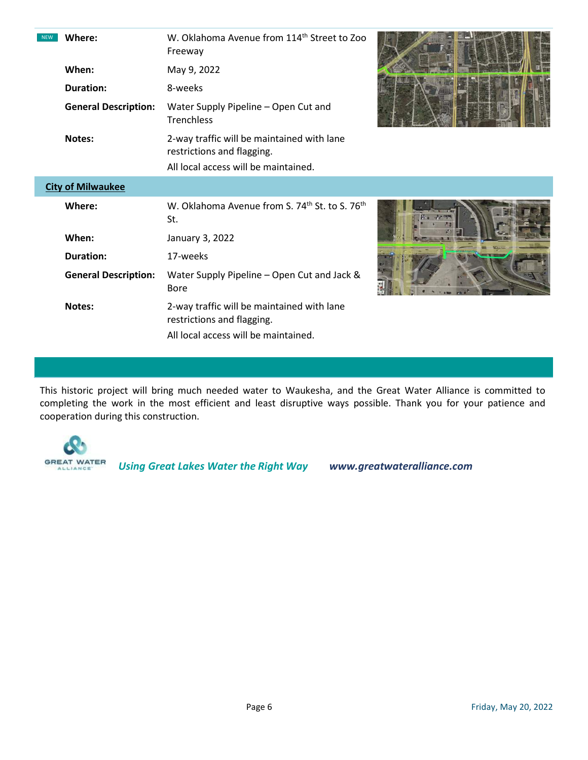NEW

| | |
|---|---|
| **Where:** | W. Oklahoma Avenue from 114th Street to Zoo Freeway |
| **When:** | May 9, 2022 |
| **Duration:** | 8-weeks |
| **General Description:** | Water Supply Pipeline – Open Cut and Trenchless |
| **Notes:** | 2-way traffic will be maintained with lane restrictions and flagging.<br>All local access will be maintained. |

## City of Milwaukee

| | |
|---|---|
| **Where:** | W. Oklahoma Avenue from S. 74th St. to S. 76th St. |
| **When:** | January 3, 2022 |
| **Duration:** | 17-weeks |
| **General Description:** | Water Supply Pipeline – Open Cut and Jack & Bore |
| **Notes:** | 2-way traffic will be maintained with lane restrictions and flagging.<br>All local access will be maintained. |

This historic project will bring much needed water to Waukesha, and the Great Water Alliance is committed to completing the work in the most efficient and least disruptive ways possible. Thank you for your patience and cooperation during this construction.

GREAT WATER ALLIANCE

***Using Great Lakes Water the Right Way*** ***www.greatwateralliance.com***

Friday, May 20, 2022